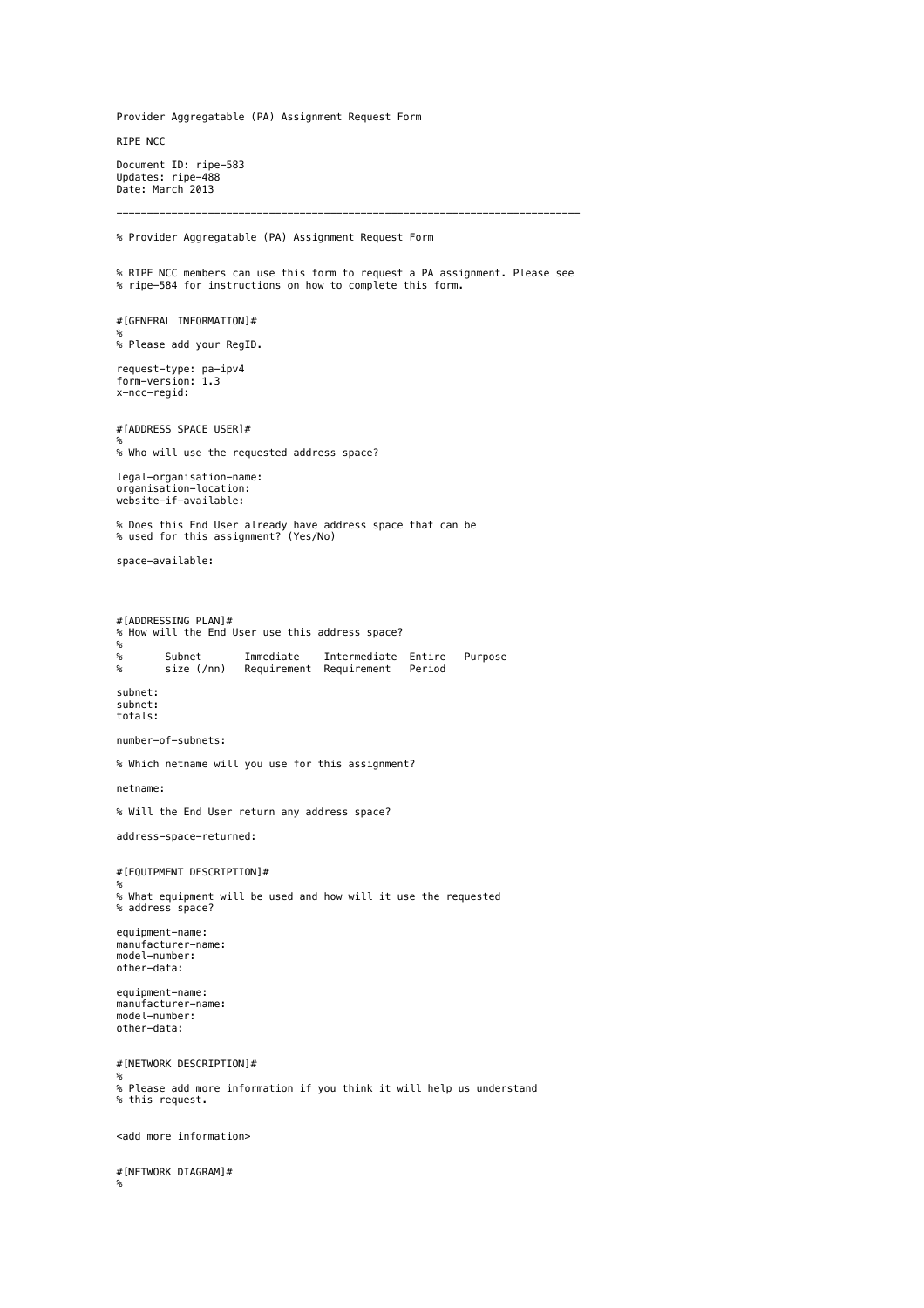Provider Aggregatable (PA) Assignment Request Form

RIPE NCC

Document ID: ripe-583
Updates: ripe-488
Date: March 2013

---

```
% Provider Aggregatable (PA) Assignment Request Form


% RIPE NCC members can use this form to request a PA assignment. Please see
% ripe-584 for instructions on how to complete this form.


#[GENERAL INFORMATION]#
%
% Please add your RegID.

request-type: pa-ipv4
form-version: 1.3
x-ncc-regid:


#[ADDRESS SPACE USER]#
%
% Who will use the requested address space?

legal-organisation-name:
organisation-location:
website-if-available:

% Does this End User already have address space that can be
% used for this assignment? (Yes/No)

space-available:




#[ADDRESSING PLAN]#
% How will the End User use this address space?
%
%       Subnet       Immediate    Intermediate  Entire   Purpose
%       size (/nn)   Requirement  Requirement   Period

subnet:
subnet:
totals:

number-of-subnets:

% Which netname will you use for this assignment?

netname:

% Will the End User return any address space?

address-space-returned:


#[EQUIPMENT DESCRIPTION]#
%
% What equipment will be used and how will it use the requested
% address space?

equipment-name:
manufacturer-name:
model-number:
other-data:

equipment-name:
manufacturer-name:
model-number:
other-data:


#[NETWORK DESCRIPTION]#
%
% Please add more information if you think it will help us understand
% this request.


<add more information>


#[NETWORK DIAGRAM]#
%
```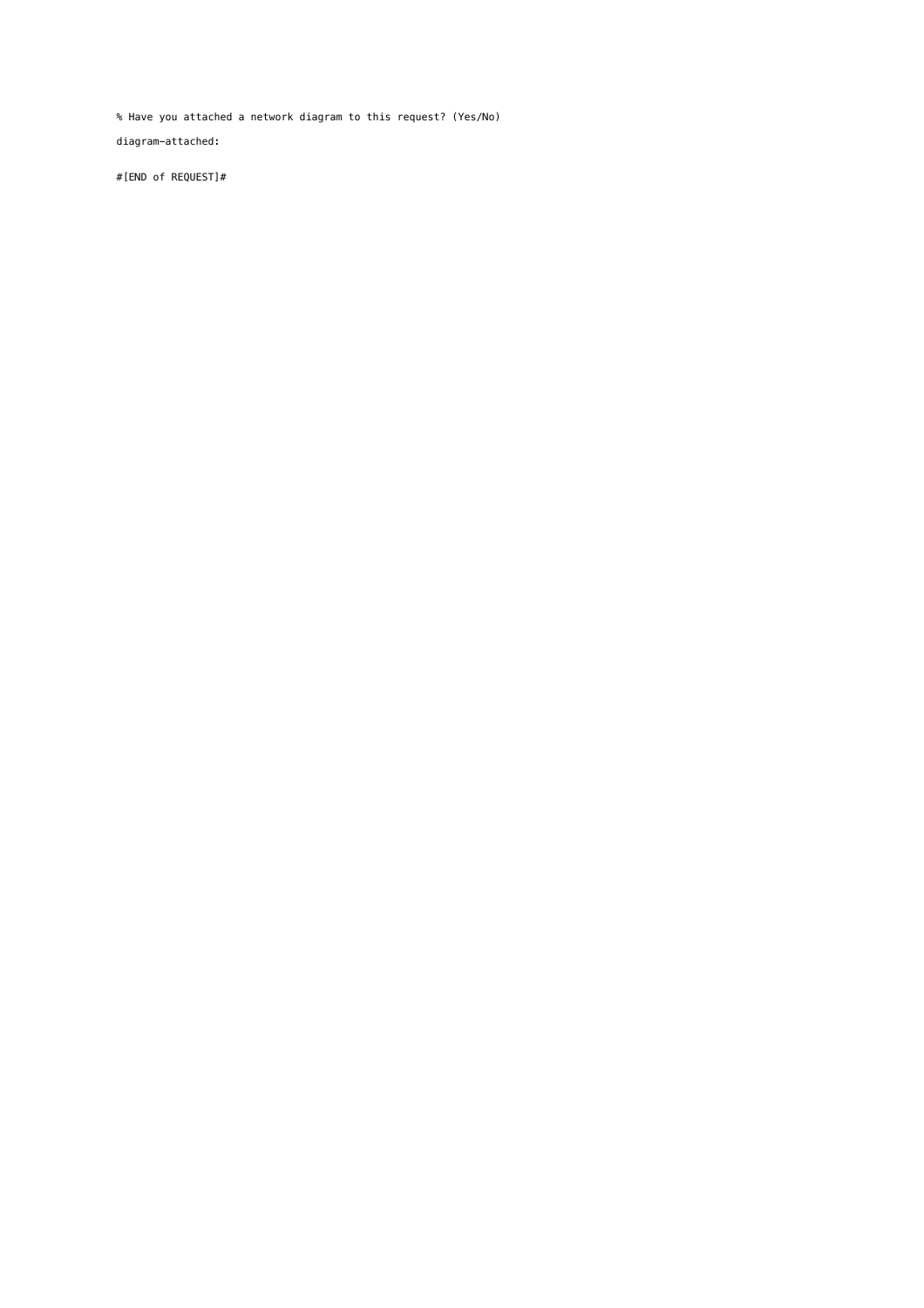```
% Have you attached a network diagram to this request? (Yes/No)

diagram-attached:

#[END of REQUEST]#
```